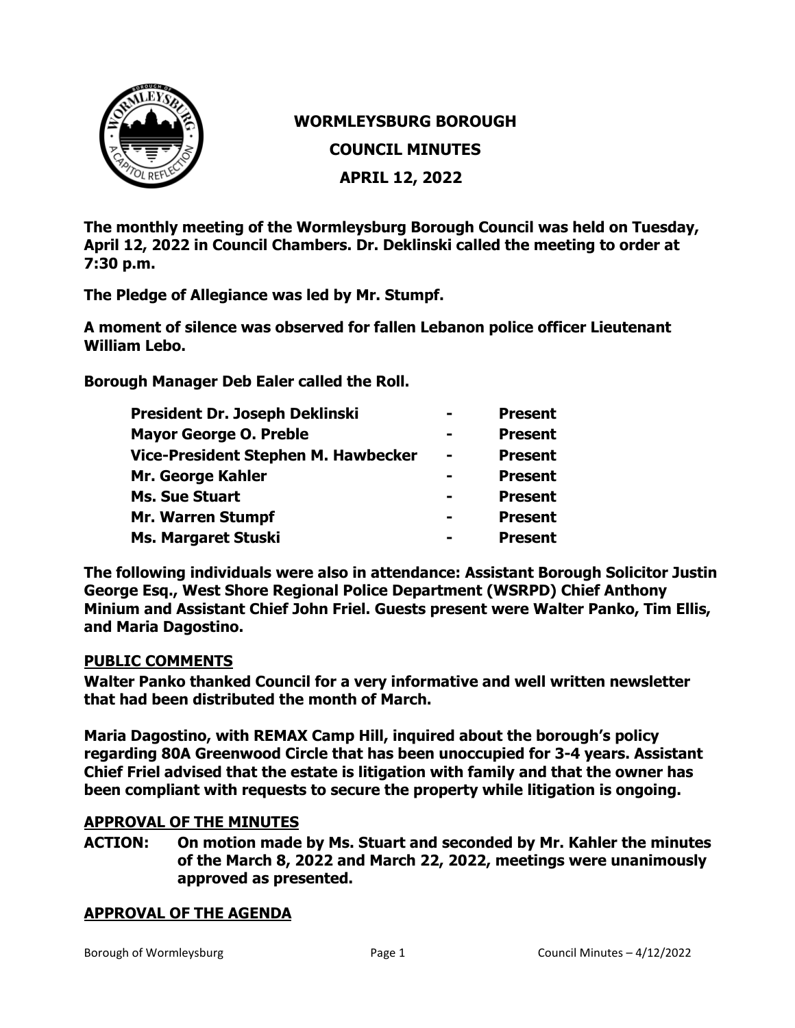# WORMLEYSBURG BOROUGH

## COUNCIL MINUTES

## APRIL 12, 2022

**The monthly meeting of the Wormleysburg Borough Council was held on Tuesday, April 12, 2022 in Council Chambers. Dr. Deklinski called the meeting to order at 7:30 p.m.**

**The Pledge of Allegiance was led by Mr. Stumpf.**

**A moment of silence was observed for fallen Lebanon police officer Lieutenant William Lebo.**

**Borough Manager Deb Ealer called the Roll.**

| | | |
|---|---|---|
| **President Dr. Joseph Deklinski** | - | **Present** |
| **Mayor George O. Preble** | - | **Present** |
| **Vice-President Stephen M. Hawbecker** | - | **Present** |
| **Mr. George Kahler** | - | **Present** |
| **Ms. Sue Stuart** | - | **Present** |
| **Mr. Warren Stumpf** | - | **Present** |
| **Ms. Margaret Stuski** | - | **Present** |

**The following individuals were also in attendance: Assistant Borough Solicitor Justin George Esq., West Shore Regional Police Department (WSRPD) Chief Anthony Minium and Assistant Chief John Friel. Guests present were Walter Panko, Tim Ellis, and Maria Dagostino.**

**PUBLIC COMMENTS**

**Walter Panko thanked Council for a very informative and well written newsletter that had been distributed the month of March.**

**Maria Dagostino, with REMAX Camp Hill, inquired about the borough's policy regarding 80A Greenwood Circle that has been unoccupied for 3-4 years. Assistant Chief Friel advised that the estate is litigation with family and that the owner has been compliant with requests to secure the property while litigation is ongoing.**

**APPROVAL OF THE MINUTES**

**ACTION: On motion made by Ms. Stuart and seconded by Mr. Kahler the minutes of the March 8, 2022 and March 22, 2022, meetings were unanimously approved as presented.**

**APPROVAL OF THE AGENDA**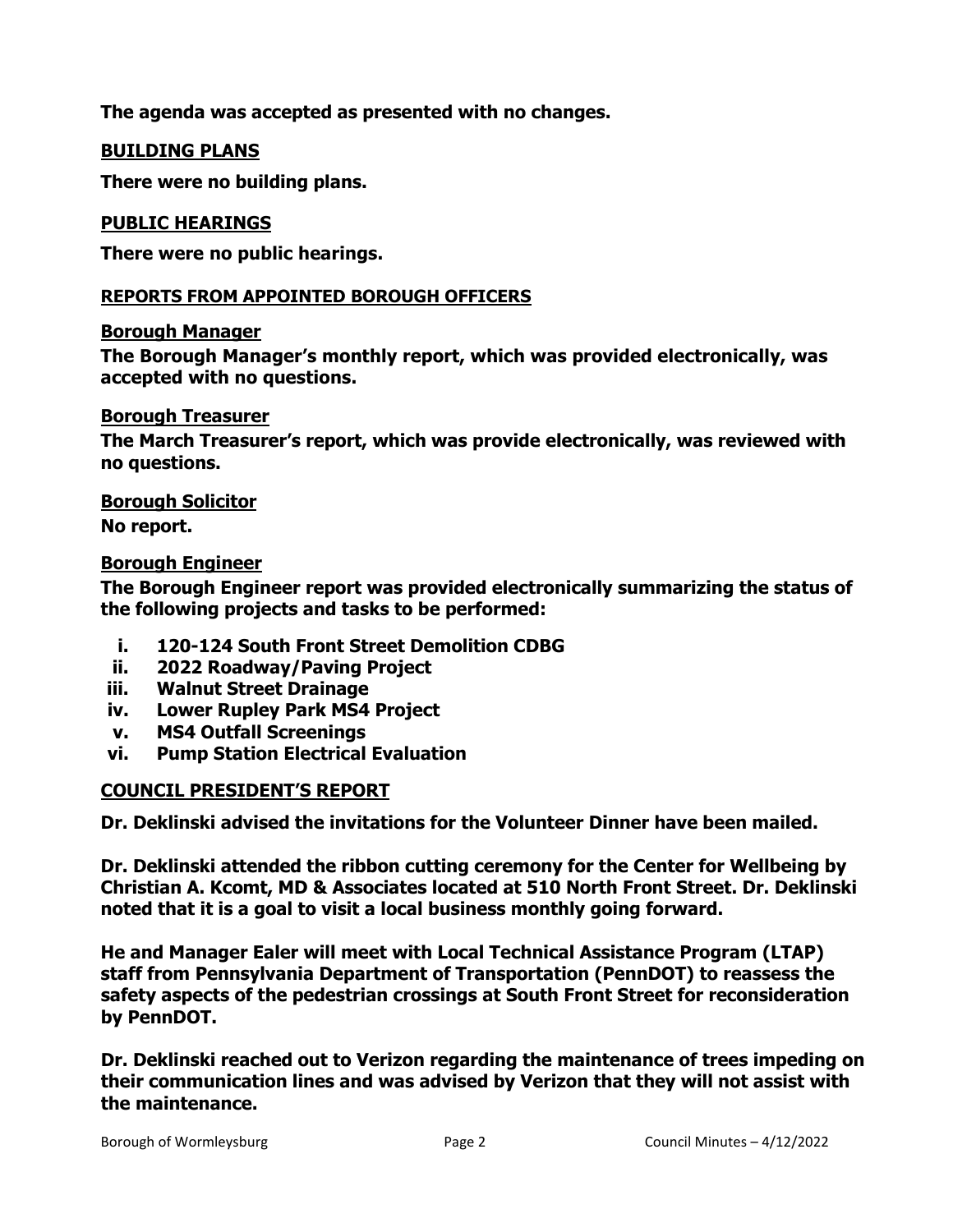**The agenda was accepted as presented with no changes.**

## BUILDING PLANS

**There were no building plans.**

## PUBLIC HEARINGS

**There were no public hearings.**

## REPORTS FROM APPOINTED BOROUGH OFFICERS

### Borough Manager

**The Borough Manager's monthly report, which was provided electronically, was accepted with no questions.**

### Borough Treasurer

**The March Treasurer's report, which was provide electronically, was reviewed with no questions.**

### Borough Solicitor

**No report.**

### Borough Engineer

**The Borough Engineer report was provided electronically summarizing the status of the following projects and tasks to be performed:**

- i. **120-124 South Front Street Demolition CDBG**
- ii. **2022 Roadway/Paving Project**
- iii. **Walnut Street Drainage**
- iv. **Lower Rupley Park MS4 Project**
- v. **MS4 Outfall Screenings**
- vi. **Pump Station Electrical Evaluation**

## COUNCIL PRESIDENT'S REPORT

**Dr. Deklinski advised the invitations for the Volunteer Dinner have been mailed.**

**Dr. Deklinski attended the ribbon cutting ceremony for the Center for Wellbeing by Christian A. Kcomt, MD & Associates located at 510 North Front Street. Dr. Deklinski noted that it is a goal to visit a local business monthly going forward.**

**He and Manager Ealer will meet with Local Technical Assistance Program (LTAP) staff from Pennsylvania Department of Transportation (PennDOT) to reassess the safety aspects of the pedestrian crossings at South Front Street for reconsideration by PennDOT.**

**Dr. Deklinski reached out to Verizon regarding the maintenance of trees impeding on their communication lines and was advised by Verizon that they will not assist with the maintenance.**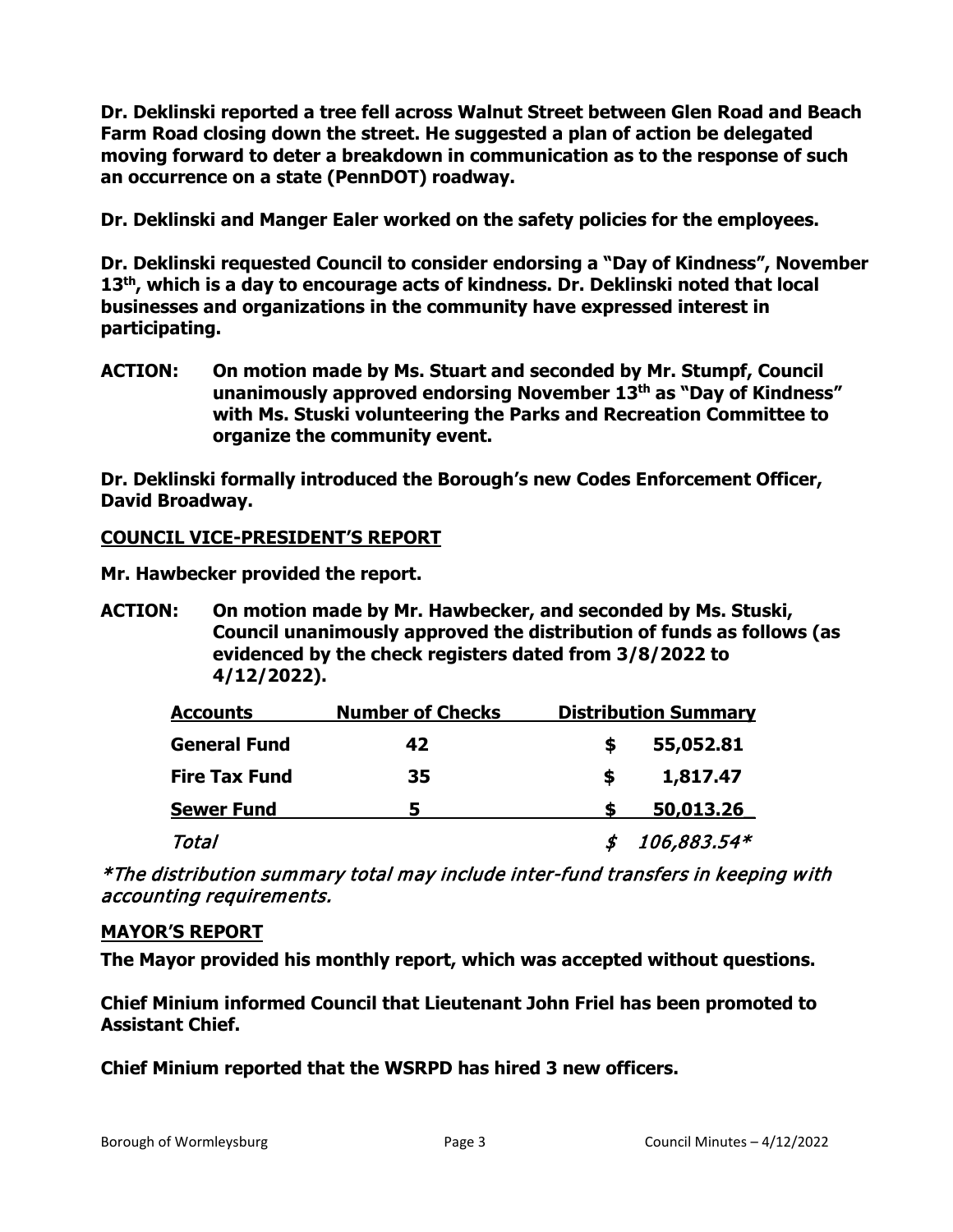**Dr. Deklinski reported a tree fell across Walnut Street between Glen Road and Beach Farm Road closing down the street. He suggested a plan of action be delegated moving forward to deter a breakdown in communication as to the response of such an occurrence on a state (PennDOT) roadway.**

**Dr. Deklinski and Manger Ealer worked on the safety policies for the employees.**

**Dr. Deklinski requested Council to consider endorsing a "Day of Kindness", November 13th, which is a day to encourage acts of kindness. Dr. Deklinski noted that local businesses and organizations in the community have expressed interest in participating.**

**ACTION: On motion made by Ms. Stuart and seconded by Mr. Stumpf, Council unanimously approved endorsing November 13th as "Day of Kindness" with Ms. Stuski volunteering the Parks and Recreation Committee to organize the community event.**

**Dr. Deklinski formally introduced the Borough's new Codes Enforcement Officer, David Broadway.**

## COUNCIL VICE-PRESIDENT'S REPORT

**Mr. Hawbecker provided the report.**

**ACTION: On motion made by Mr. Hawbecker, and seconded by Ms. Stuski, Council unanimously approved the distribution of funds as follows (as evidenced by the check registers dated from 3/8/2022 to 4/12/2022).**

| Accounts | Number of Checks | Distribution Summary |
|---|---|---|
| **General Fund** | **42** | **$ 55,052.81** |
| **Fire Tax Fund** | **35** | **$ 1,817.47** |
| **Sewer Fund** | **5** | **$ 50,013.26** |
| *Total* | | *$ 106,883.54** |

*\*The distribution summary total may include inter-fund transfers in keeping with accounting requirements.*

## MAYOR'S REPORT

**The Mayor provided his monthly report, which was accepted without questions.**

**Chief Minium informed Council that Lieutenant John Friel has been promoted to Assistant Chief.**

**Chief Minium reported that the WSRPD has hired 3 new officers.**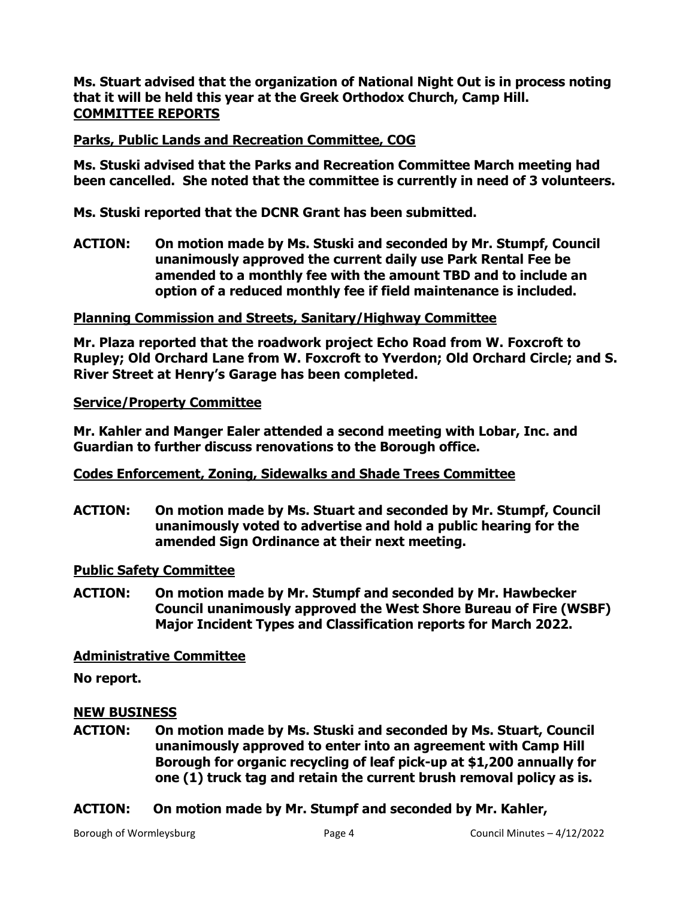**Ms. Stuart advised that the organization of National Night Out is in process noting that it will be held this year at the Greek Orthodox Church, Camp Hill.**

## COMMITTEE REPORTS

### Parks, Public Lands and Recreation Committee, COG

**Ms. Stuski advised that the Parks and Recreation Committee March meeting had been cancelled. She noted that the committee is currently in need of 3 volunteers.**

**Ms. Stuski reported that the DCNR Grant has been submitted.**

**ACTION: On motion made by Ms. Stuski and seconded by Mr. Stumpf, Council unanimously approved the current daily use Park Rental Fee be amended to a monthly fee with the amount TBD and to include an option of a reduced monthly fee if field maintenance is included.**

### Planning Commission and Streets, Sanitary/Highway Committee

**Mr. Plaza reported that the roadwork project Echo Road from W. Foxcroft to Rupley; Old Orchard Lane from W. Foxcroft to Yverdon; Old Orchard Circle; and S. River Street at Henry's Garage has been completed.**

### Service/Property Committee

**Mr. Kahler and Manger Ealer attended a second meeting with Lobar, Inc. and Guardian to further discuss renovations to the Borough office.**

### Codes Enforcement, Zoning, Sidewalks and Shade Trees Committee

**ACTION: On motion made by Ms. Stuart and seconded by Mr. Stumpf, Council unanimously voted to advertise and hold a public hearing for the amended Sign Ordinance at their next meeting.**

### Public Safety Committee

**ACTION: On motion made by Mr. Stumpf and seconded by Mr. Hawbecker Council unanimously approved the West Shore Bureau of Fire (WSBF) Major Incident Types and Classification reports for March 2022.**

### Administrative Committee

**No report.**

## NEW BUSINESS

**ACTION: On motion made by Ms. Stuski and seconded by Ms. Stuart, Council unanimously approved to enter into an agreement with Camp Hill Borough for organic recycling of leaf pick-up at $1,200 annually for one (1) truck tag and retain the current brush removal policy as is.**

**ACTION: On motion made by Mr. Stumpf and seconded by Mr. Kahler,**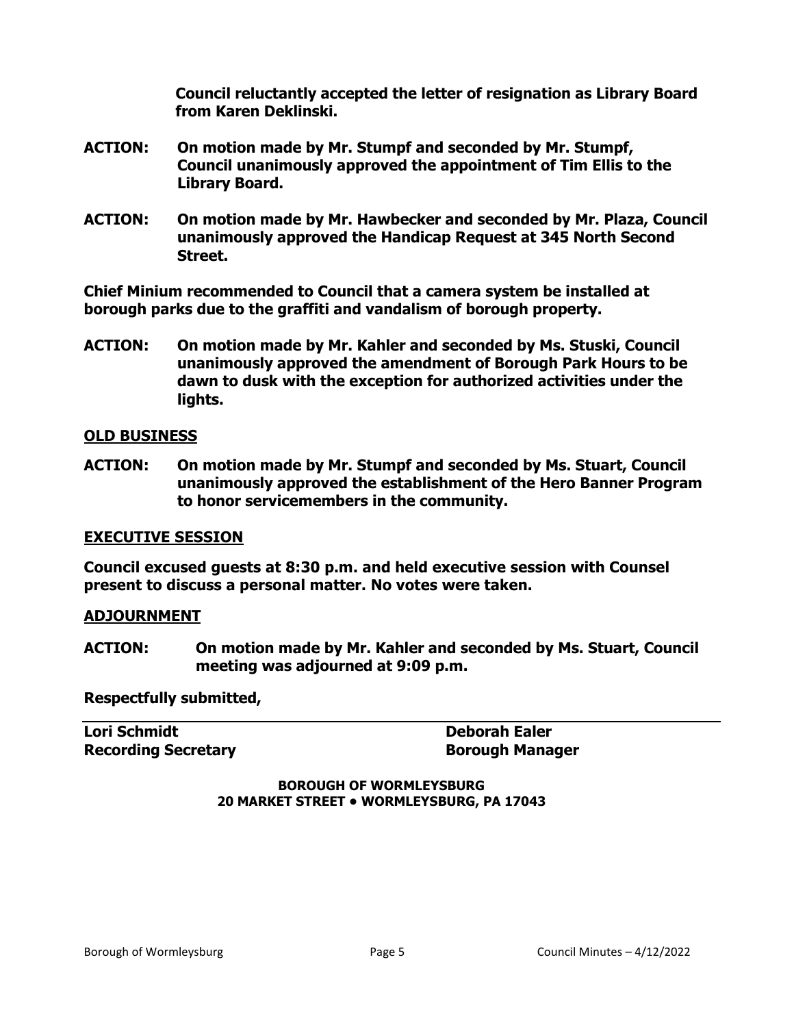**Council reluctantly accepted the letter of resignation as Library Board from Karen Deklinski.**

**ACTION: On motion made by Mr. Stumpf and seconded by Mr. Stumpf, Council unanimously approved the appointment of Tim Ellis to the Library Board.**

**ACTION: On motion made by Mr. Hawbecker and seconded by Mr. Plaza, Council unanimously approved the Handicap Request at 345 North Second Street.**

**Chief Minium recommended to Council that a camera system be installed at borough parks due to the graffiti and vandalism of borough property.**

**ACTION: On motion made by Mr. Kahler and seconded by Ms. Stuski, Council unanimously approved the amendment of Borough Park Hours to be dawn to dusk with the exception for authorized activities under the lights.**

## OLD BUSINESS

**ACTION: On motion made by Mr. Stumpf and seconded by Ms. Stuart, Council unanimously approved the establishment of the Hero Banner Program to honor servicemembers in the community.**

## EXECUTIVE SESSION

**Council excused guests at 8:30 p.m. and held executive session with Counsel present to discuss a personal matter. No votes were taken.**

## ADJOURNMENT

**ACTION: On motion made by Mr. Kahler and seconded by Ms. Stuart, Council meeting was adjourned at 9:09 p.m.**

**Respectfully submitted,**

| | |
|---|---|
| **Lori Schmidt** | **Deborah Ealer** |
| **Recording Secretary** | **Borough Manager** |

**BOROUGH OF WORMLEYSBURG**
**20 MARKET STREET • WORMLEYSBURG, PA 17043**